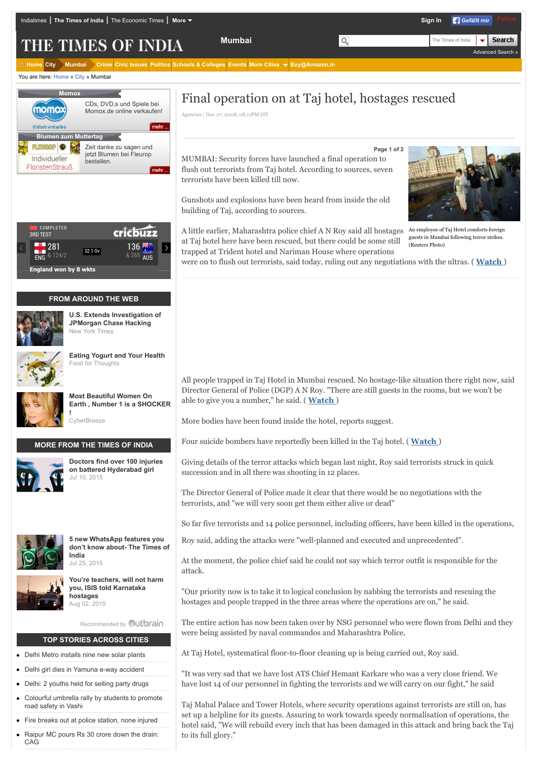# Final operation on at Taj hotel, hostages rescued

Agencies | Nov 27, 2008, 08.11PM IST

MUMBAI: Security forces have launched a final operation to flush out terrorists from Taj hotel. According to sources, seven terrorists have been killed till now.

Gunshots and explosions have been heard from inside the old building of Taj, according to sources.

A little earlier, Maharashtra police chief A N Roy said all hostages at Taj hotel here have been rescued, but there could be some still trapped at Trident hotel and Nariman House where operations were on to flush out terrorists, said today, ruling out any negotiations with the ultras. ( Watch )

An employee of Taj Hotel comforts foreign guests in Mumbai following terror strikes. (Reuters Photo)

All people trapped in Taj Hotel in Mumbai rescued. No hostage-like situation there right now, said Director General of Police (DGP) A N Roy. "There are still guests in the rooms, but we won't be able to give you a number," he said. ( Watch )

More bodies have been found inside the hotel, reports suggest.

Four suicide bombers have reportedly been killed in the Taj hotel. ( Watch )

Giving details of the terror attacks which began last night, Roy said terrorists struck in quick succession and in all there was shooting in 12 places.

The Director General of Police made it clear that there would be no negotiations with the terrorists, and "we will very soon get them either alive or dead"

So far five terrorists and 14 police personnel, including officers, have been killed in the operations, Roy said, adding the attacks were "well-planned and executed and unprecedented".

At the moment, the police chief said he could not say which terror outfit is responsible for the attack.

"Our priority now is to take it to logical conclusion by nabbing the terrorists and rescuing the hostages and people trapped in the three areas where the operations are on," he said.

The entire action has now been taken over by NSG personnel who were flown from Delhi and they were being assisted by naval commandos and Maharashtra Police.

At Taj Hotel, systematical floor-to-floor cleaning up is being carried out, Roy said.

"It was very sad that we have lost ATS Chief Hemant Karkare who was a very close friend. We have lost 14 of our personnel in fighting the terrorists and we will carry on our fight," he said

Taj Mahal Palace and Tower Hotels, where security operations against terrorists are still on, has set up a helpline for its guests. Assuring to work towards speedy normalisation of operations, the hotel said, "We will rebuild every inch that has been damaged in this attack and bring back the Taj to its full glory."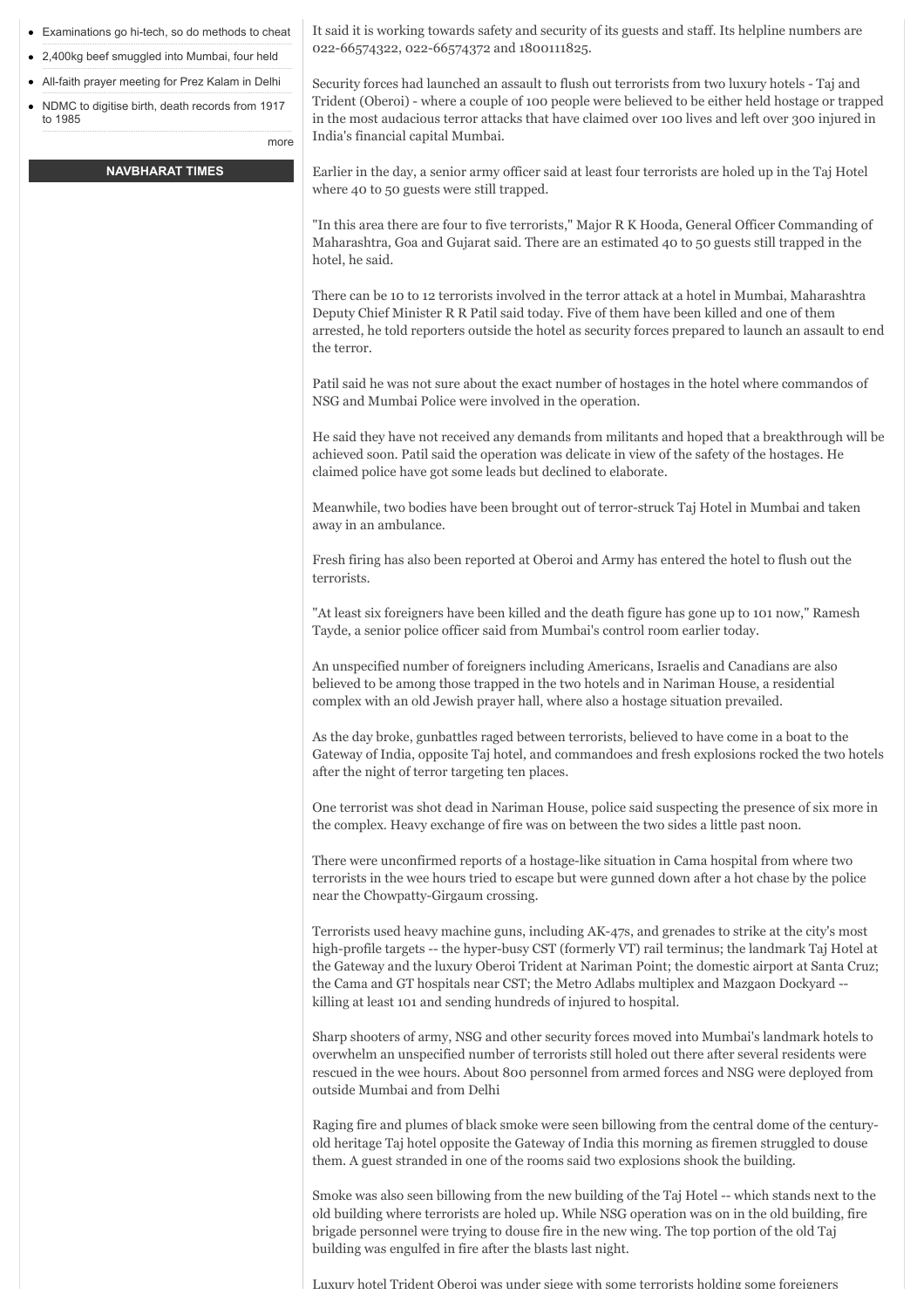- Examinations go hi-tech, so do methods to cheat
- 2,400kg beef smuggled into Mumbai, four held
- All-faith prayer meeting for Prez Kalam in Delhi
- NDMC to digitise birth, death records from 1917 to 1985

more

**NAVBHARAT TIMES**

It said it is working towards safety and security of its guests and staff. Its helpline numbers are 022-66574322, 022-66574372 and 1800111825.

Security forces had launched an assault to flush out terrorists from two luxury hotels - Taj and Trident (Oberoi) - where a couple of 100 people were believed to be either held hostage or trapped in the most audacious terror attacks that have claimed over 100 lives and left over 300 injured in India's financial capital Mumbai.

Earlier in the day, a senior army officer said at least four terrorists are holed up in the Taj Hotel where 40 to 50 guests were still trapped.

"In this area there are four to five terrorists," Major R K Hooda, General Officer Commanding of Maharashtra, Goa and Gujarat said. There are an estimated 40 to 50 guests still trapped in the hotel, he said.

There can be 10 to 12 terrorists involved in the terror attack at a hotel in Mumbai, Maharashtra Deputy Chief Minister R R Patil said today. Five of them have been killed and one of them arrested, he told reporters outside the hotel as security forces prepared to launch an assault to end the terror.

Patil said he was not sure about the exact number of hostages in the hotel where commandos of NSG and Mumbai Police were involved in the operation.

He said they have not received any demands from militants and hoped that a breakthrough will be achieved soon. Patil said the operation was delicate in view of the safety of the hostages. He claimed police have got some leads but declined to elaborate.

Meanwhile, two bodies have been brought out of terror-struck Taj Hotel in Mumbai and taken away in an ambulance.

Fresh firing has also been reported at Oberoi and Army has entered the hotel to flush out the terrorists.

"At least six foreigners have been killed and the death figure has gone up to 101 now," Ramesh Tayde, a senior police officer said from Mumbai's control room earlier today.

An unspecified number of foreigners including Americans, Israelis and Canadians are also believed to be among those trapped in the two hotels and in Nariman House, a residential complex with an old Jewish prayer hall, where also a hostage situation prevailed.

As the day broke, gunbattles raged between terrorists, believed to have come in a boat to the Gateway of India, opposite Taj hotel, and commandoes and fresh explosions rocked the two hotels after the night of terror targeting ten places.

One terrorist was shot dead in Nariman House, police said suspecting the presence of six more in the complex. Heavy exchange of fire was on between the two sides a little past noon.

There were unconfirmed reports of a hostage-like situation in Cama hospital from where two terrorists in the wee hours tried to escape but were gunned down after a hot chase by the police near the Chowpatty-Girgaum crossing.

Terrorists used heavy machine guns, including AK-47s, and grenades to strike at the city's most high-profile targets -- the hyper-busy CST (formerly VT) rail terminus; the landmark Taj Hotel at the Gateway and the luxury Oberoi Trident at Nariman Point; the domestic airport at Santa Cruz; the Cama and GT hospitals near CST; the Metro Adlabs multiplex and Mazgaon Dockyard -- killing at least 101 and sending hundreds of injured to hospital.

Sharp shooters of army, NSG and other security forces moved into Mumbai's landmark hotels to overwhelm an unspecified number of terrorists still holed out there after several residents were rescued in the wee hours. About 800 personnel from armed forces and NSG were deployed from outside Mumbai and from Delhi

Raging fire and plumes of black smoke were seen billowing from the central dome of the century-old heritage Taj hotel opposite the Gateway of India this morning as firemen struggled to douse them. A guest stranded in one of the rooms said two explosions shook the building.

Smoke was also seen billowing from the new building of the Taj Hotel -- which stands next to the old building where terrorists are holed up. While NSG operation was on in the old building, fire brigade personnel were trying to douse fire in the new wing. The top portion of the old Taj building was engulfed in fire after the blasts last night.

Luxury hotel Trident Oberoi was under siege with some terrorists holding some foreigners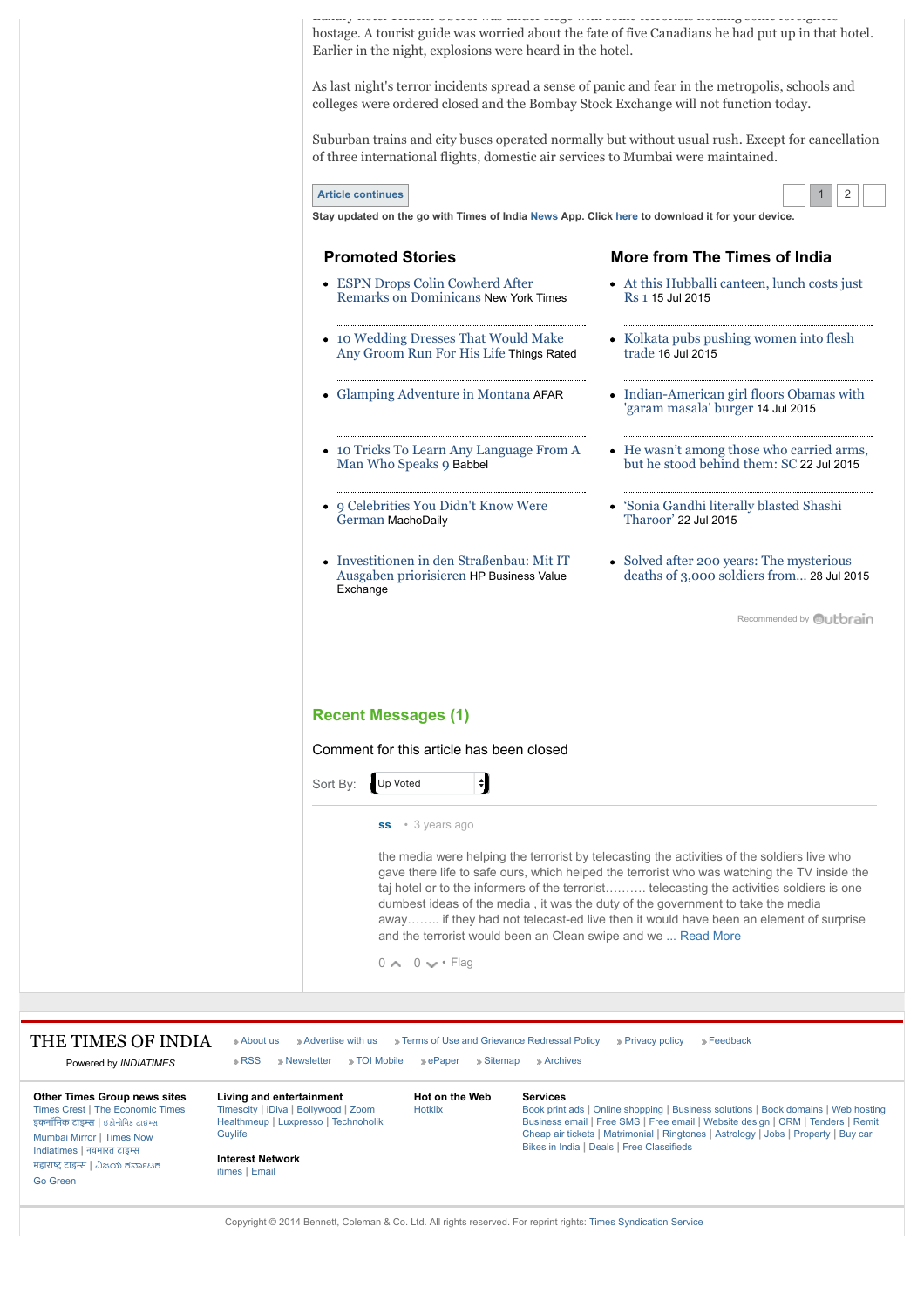hostage. A tourist guide was worried about the fate of five Canadians he had put up in that hotel. Earlier in the night, explosions were heard in the hotel.

As last night's terror incidents spread a sense of panic and fear in the metropolis, schools and colleges were ordered closed and the Bombay Stock Exchange will not function today.

Suburban trains and city buses operated normally but without usual rush. Except for cancellation of three international flights, domestic air services to Mumbai were maintained.

Article continues 1 2

**Stay updated on the go with Times of India News App. Click here to download it for your device.**

## Promoted Stories

- ESPN Drops Colin Cowherd After Remarks on Dominicans New York Times
- 10 Wedding Dresses That Would Make Any Groom Run For His Life Things Rated
- Glamping Adventure in Montana AFAR
- 10 Tricks To Learn Any Language From A Man Who Speaks 9 Babbel
- 9 Celebrities You Didn't Know Were German MachoDaily
- Investitionen in den Straßenbau: Mit IT Ausgaben priorisieren HP Business Value Exchange

## More from The Times of India

- At this Hubballi canteen, lunch costs just Rs 1 15 Jul 2015
- Kolkata pubs pushing women into flesh trade 16 Jul 2015
- Indian-American girl floors Obamas with 'garam masala' burger 14 Jul 2015
- He wasn't among those who carried arms, but he stood behind them: SC 22 Jul 2015
- 'Sonia Gandhi literally blasted Shashi Tharoor' 22 Jul 2015
- Solved after 200 years: The mysterious deaths of 3,000 soldiers from... 28 Jul 2015

Recommended by Outbrain

## Recent Messages (1)

Comment for this article has been closed

Sort By: Up Voted

**ss** • 3 years ago

the media were helping the terrorist by telecasting the activities of the soldiers live who gave there life to safe ours, which helped the terrorist who was watching the TV inside the taj hotel or to the informers of the terrorist………. telecasting the activities soldiers is one dumbest ideas of the media , it was the duty of the government to take the media away…….. if they had not telecast-ed live then it would have been an element of surprise and the terrorist would been an Clean swipe and we ... Read More

0 0 • Flag

THE TIMES OF INDIA

Powered by *INDIATIMES*

About us | Advertise with us | Terms of Use and Grievance Redressal Policy | Privacy policy | Feedback
RSS | Newsletter | TOI Mobile | ePaper | Sitemap | Archives

**Other Times Group news sites**
Times Crest | The Economic Times
इकनॉमिक टाइम्स | ઇકોનોમિક ટાઇમ્સ
Mumbai Mirror | Times Now
Indiatimes | नवभारत टाइम्स
महाराष्ट्र टाइम्स | ವಿಜಯ ಕರ್ನಾಟಕ
Go Green

**Living and entertainment**
Timescity | iDiva | Bollywood | Zoom
Healthmeup | Luxpresso | Technoholik
Guylife

**Interest Network**
itimes | Email

**Hot on the Web**
Hotklix

**Services**
Book print ads | Online shopping | Business solutions | Book domains | Web hosting
Business email | Free SMS | Free email | Website design | CRM | Tenders | Remit
Cheap air tickets | Matrimonial | Ringtones | Astrology | Jobs | Property | Buy car
Bikes in India | Deals | Free Classifieds

Copyright © 2014 Bennett, Coleman & Co. Ltd. All rights reserved. For reprint rights: Times Syndication Service